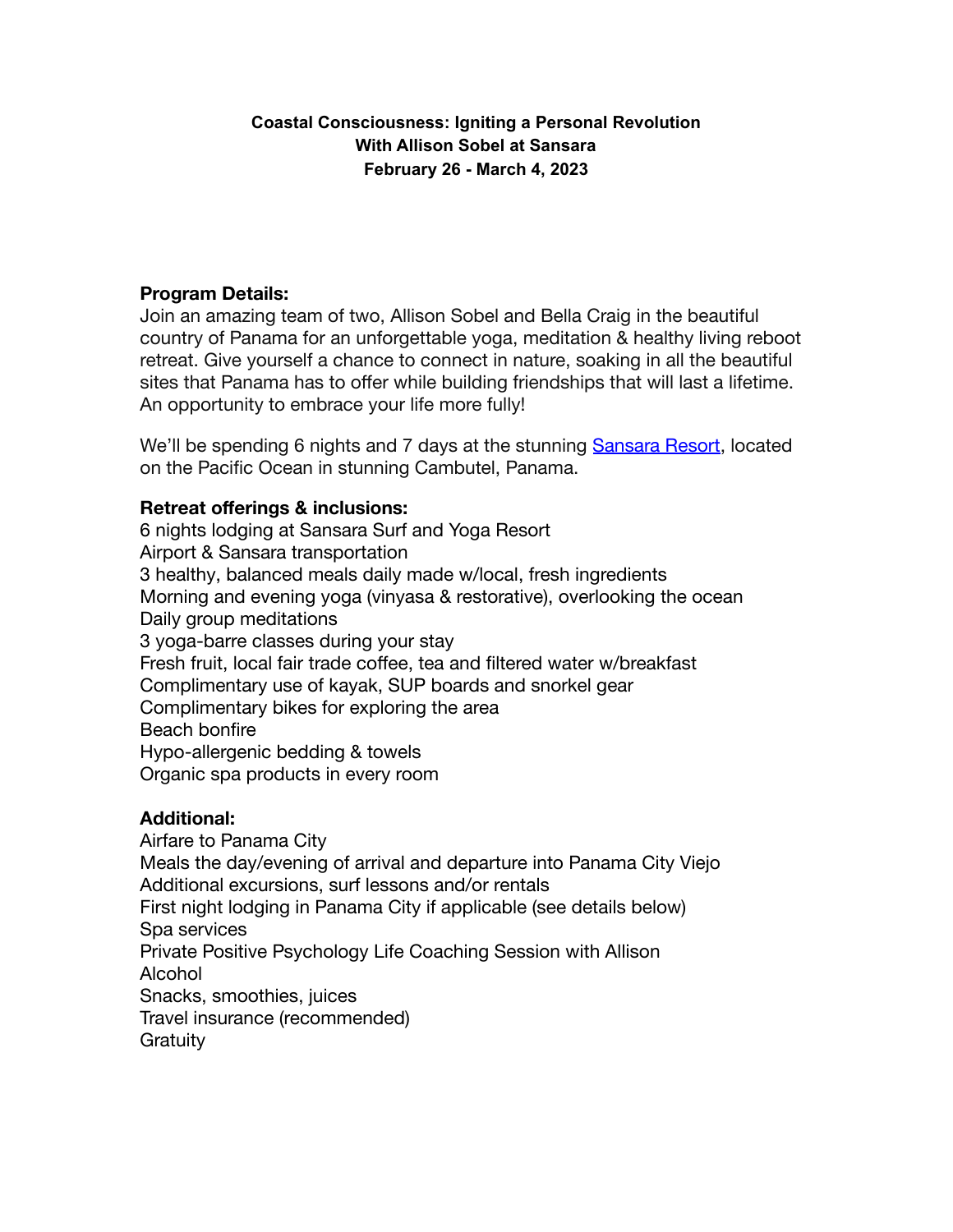**Coastal Consciousness: Igniting a Personal Revolution**
**With Allison Sobel at Sansara**
**February 26 - March 4, 2023**

**Program Details:**

Join an amazing team of two, Allison Sobel and Bella Craig in the beautiful country of Panama for an unforgettable yoga, meditation & healthy living reboot retreat. Give yourself a chance to connect in nature, soaking in all the beautiful sites that Panama has to offer while building friendships that will last a lifetime. An opportunity to embrace your life more fully!

We'll be spending 6 nights and 7 days at the stunning [Sansara Resort](), located on the Pacific Ocean in stunning Cambutel, Panama.

**Retreat offerings & inclusions:**

6 nights lodging at Sansara Surf and Yoga Resort
Airport & Sansara transportation
3 healthy, balanced meals daily made w/local, fresh ingredients
Morning and evening yoga (vinyasa & restorative), overlooking the ocean
Daily group meditations
3 yoga-barre classes during your stay
Fresh fruit, local fair trade coffee, tea and filtered water w/breakfast
Complimentary use of kayak, SUP boards and snorkel gear
Complimentary bikes for exploring the area
Beach bonfire
Hypo-allergenic bedding & towels
Organic spa products in every room

**Additional:**

Airfare to Panama City
Meals the day/evening of arrival and departure into Panama City Viejo
Additional excursions, surf lessons and/or rentals
First night lodging in Panama City if applicable (see details below)
Spa services
Private Positive Psychology Life Coaching Session with Allison
Alcohol
Snacks, smoothies, juices
Travel insurance (recommended)
Gratuity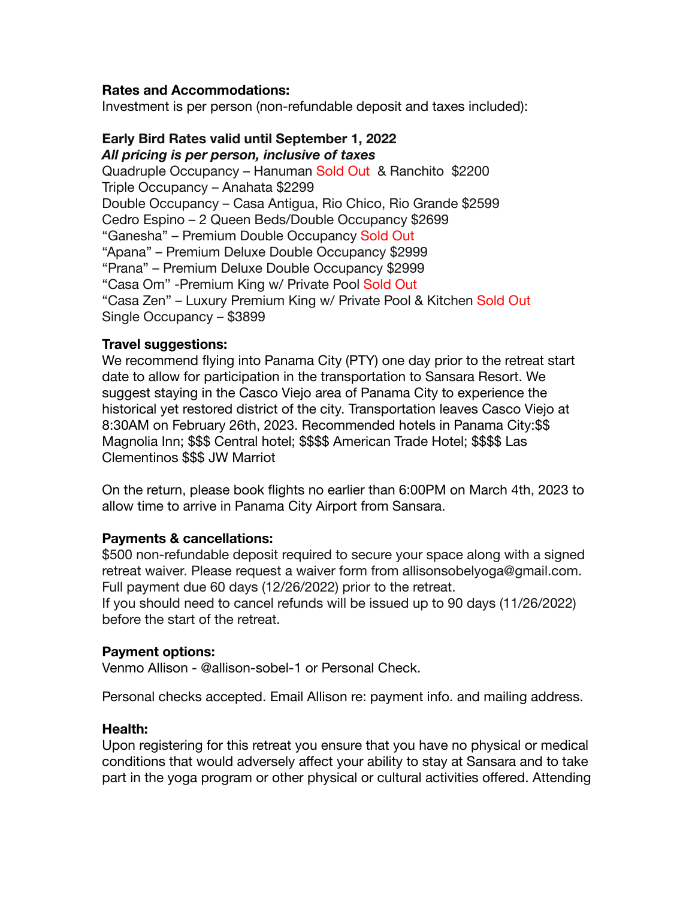**Rates and Accommodations:**
Investment is per person (non-refundable deposit and taxes included):

**Early Bird Rates valid until September 1, 2022**
***All pricing is per person, inclusive of taxes***
Quadruple Occupancy – Hanuman Sold Out & Ranchito $2200
Triple Occupancy – Anahata $2299
Double Occupancy – Casa Antigua, Rio Chico, Rio Grande $2599
Cedro Espino – 2 Queen Beds/Double Occupancy $2699
"Ganesha" – Premium Double Occupancy Sold Out
"Apana" – Premium Deluxe Double Occupancy $2999
"Prana" – Premium Deluxe Double Occupancy $2999
"Casa Om" -Premium King w/ Private Pool Sold Out
"Casa Zen" – Luxury Premium King w/ Private Pool & Kitchen Sold Out
Single Occupancy – $3899

**Travel suggestions:**
We recommend flying into Panama City (PTY) one day prior to the retreat start date to allow for participation in the transportation to Sansara Resort. We suggest staying in the Casco Viejo area of Panama City to experience the historical yet restored district of the city. Transportation leaves Casco Viejo at 8:30AM on February 26th, 2023. Recommended hotels in Panama City:$$ Magnolia Inn; $$$ Central hotel; $$$$ American Trade Hotel; $$$$ Las Clementinos $$$ JW Marriot

On the return, please book flights no earlier than 6:00PM on March 4th, 2023 to allow time to arrive in Panama City Airport from Sansara.

**Payments & cancellations:**
$500 non-refundable deposit required to secure your space along with a signed retreat waiver. Please request a waiver form from allisonsobelyoga@gmail.com.
Full payment due 60 days (12/26/2022) prior to the retreat.
If you should need to cancel refunds will be issued up to 90 days (11/26/2022) before the start of the retreat.

**Payment options:**
Venmo Allison - @allison-sobel-1 or Personal Check.

Personal checks accepted. Email Allison re: payment info. and mailing address.

**Health:**
Upon registering for this retreat you ensure that you have no physical or medical conditions that would adversely affect your ability to stay at Sansara and to take part in the yoga program or other physical or cultural activities offered. Attending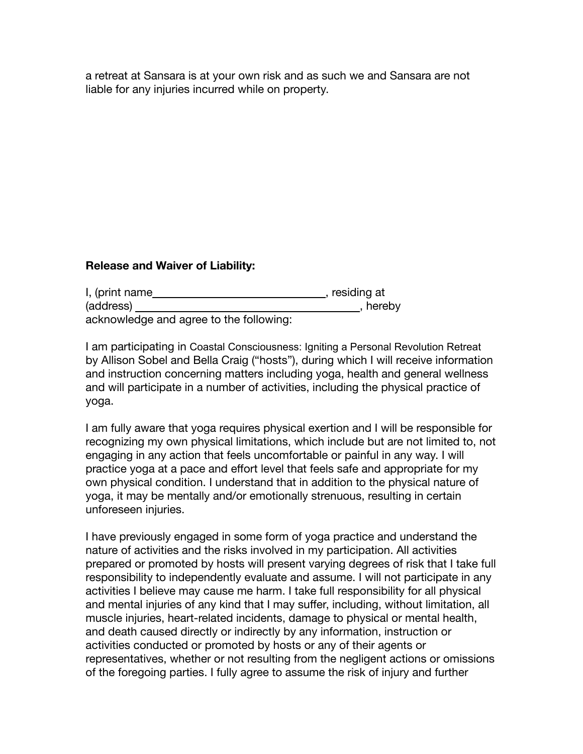a retreat at Sansara is at your own risk and as such we and Sansara are not liable for any injuries incurred while on property.

**Release and Waiver of Liability:**

I, (print name_____________________________, residing at (address) ____________________________________, hereby acknowledge and agree to the following:

I am participating in Coastal Consciousness: Igniting a Personal Revolution Retreat by Allison Sobel and Bella Craig ("hosts"), during which I will receive information and instruction concerning matters including yoga, health and general wellness and will participate in a number of activities, including the physical practice of yoga.

I am fully aware that yoga requires physical exertion and I will be responsible for recognizing my own physical limitations, which include but are not limited to, not engaging in any action that feels uncomfortable or painful in any way. I will practice yoga at a pace and effort level that feels safe and appropriate for my own physical condition. I understand that in addition to the physical nature of yoga, it may be mentally and/or emotionally strenuous, resulting in certain unforeseen injuries.

I have previously engaged in some form of yoga practice and understand the nature of activities and the risks involved in my participation. All activities prepared or promoted by hosts will present varying degrees of risk that I take full responsibility to independently evaluate and assume. I will not participate in any activities I believe may cause me harm. I take full responsibility for all physical and mental injuries of any kind that I may suffer, including, without limitation, all muscle injuries, heart-related incidents, damage to physical or mental health, and death caused directly or indirectly by any information, instruction or activities conducted or promoted by hosts or any of their agents or representatives, whether or not resulting from the negligent actions or omissions of the foregoing parties. I fully agree to assume the risk of injury and further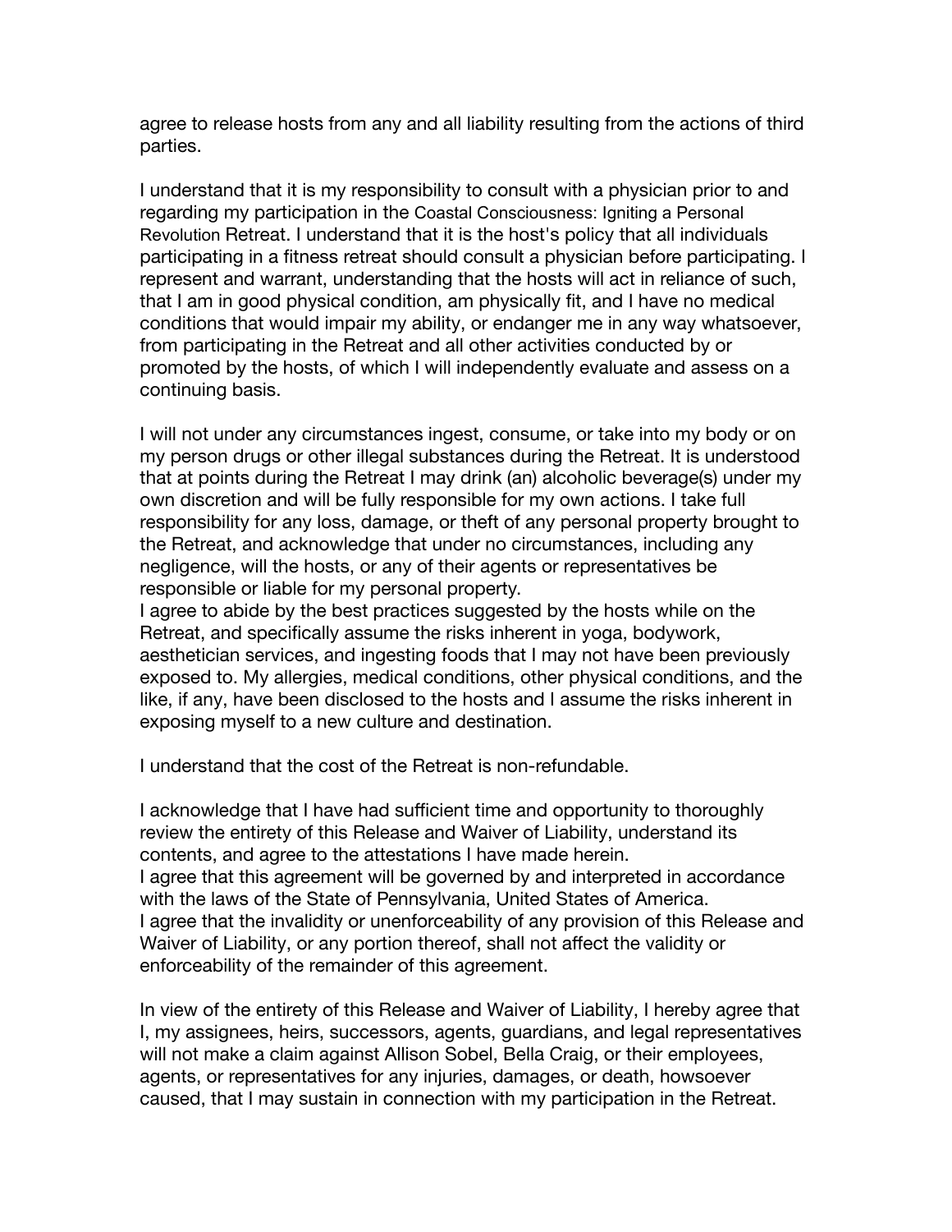agree to release hosts from any and all liability resulting from the actions of third parties.

I understand that it is my responsibility to consult with a physician prior to and regarding my participation in the Coastal Consciousness: Igniting a Personal Revolution Retreat. I understand that it is the host's policy that all individuals participating in a fitness retreat should consult a physician before participating. I represent and warrant, understanding that the hosts will act in reliance of such, that I am in good physical condition, am physically fit, and I have no medical conditions that would impair my ability, or endanger me in any way whatsoever, from participating in the Retreat and all other activities conducted by or promoted by the hosts, of which I will independently evaluate and assess on a continuing basis.

I will not under any circumstances ingest, consume, or take into my body or on my person drugs or other illegal substances during the Retreat. It is understood that at points during the Retreat I may drink (an) alcoholic beverage(s) under my own discretion and will be fully responsible for my own actions. I take full responsibility for any loss, damage, or theft of any personal property brought to the Retreat, and acknowledge that under no circumstances, including any negligence, will the hosts, or any of their agents or representatives be responsible or liable for my personal property.
I agree to abide by the best practices suggested by the hosts while on the Retreat, and specifically assume the risks inherent in yoga, bodywork, aesthetician services, and ingesting foods that I may not have been previously exposed to. My allergies, medical conditions, other physical conditions, and the like, if any, have been disclosed to the hosts and I assume the risks inherent in exposing myself to a new culture and destination.

I understand that the cost of the Retreat is non-refundable.

I acknowledge that I have had sufficient time and opportunity to thoroughly review the entirety of this Release and Waiver of Liability, understand its contents, and agree to the attestations I have made herein.
I agree that this agreement will be governed by and interpreted in accordance with the laws of the State of Pennsylvania, United States of America.
I agree that the invalidity or unenforceability of any provision of this Release and Waiver of Liability, or any portion thereof, shall not affect the validity or enforceability of the remainder of this agreement.

In view of the entirety of this Release and Waiver of Liability, I hereby agree that I, my assignees, heirs, successors, agents, guardians, and legal representatives will not make a claim against Allison Sobel, Bella Craig, or their employees, agents, or representatives for any injuries, damages, or death, howsoever caused, that I may sustain in connection with my participation in the Retreat.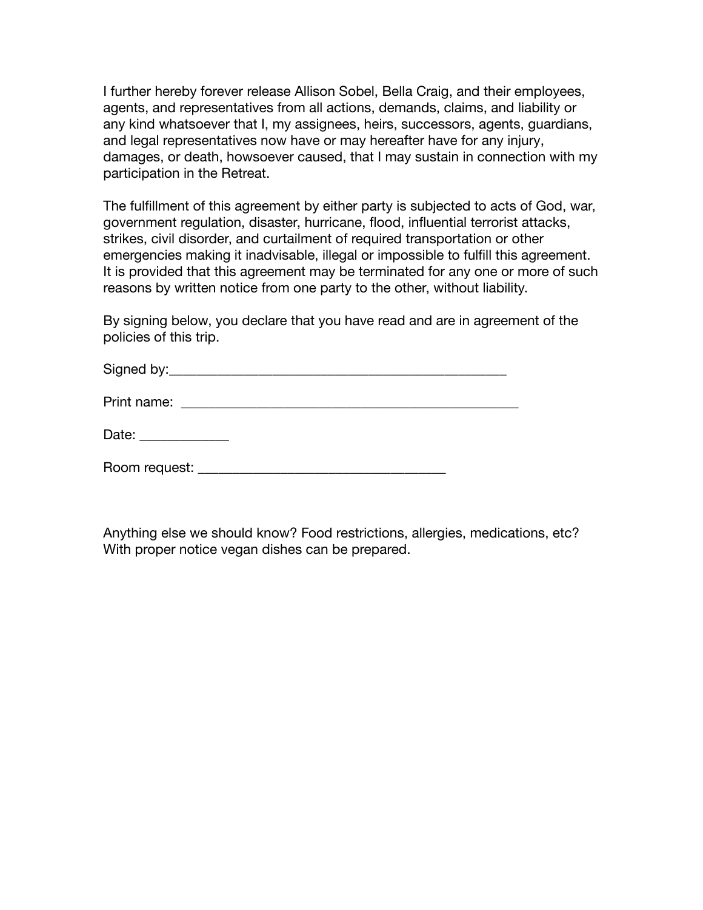I further hereby forever release Allison Sobel, Bella Craig, and their employees, agents, and representatives from all actions, demands, claims, and liability or any kind whatsoever that I, my assignees, heirs, successors, agents, guardians, and legal representatives now have or may hereafter have for any injury, damages, or death, howsoever caused, that I may sustain in connection with my participation in the Retreat.

The fulfillment of this agreement by either party is subjected to acts of God, war, government regulation, disaster, hurricane, flood, influential terrorist attacks, strikes, civil disorder, and curtailment of required transportation or other emergencies making it inadvisable, illegal or impossible to fulfill this agreement. It is provided that this agreement may be terminated for any one or more of such reasons by written notice from one party to the other, without liability.

By signing below, you declare that you have read and are in agreement of the policies of this trip.

Signed by:_______________________________________________

Print name: _______________________________________________

Date: ____________

Room request: _________________________________

Anything else we should know? Food restrictions, allergies, medications, etc? With proper notice vegan dishes can be prepared.